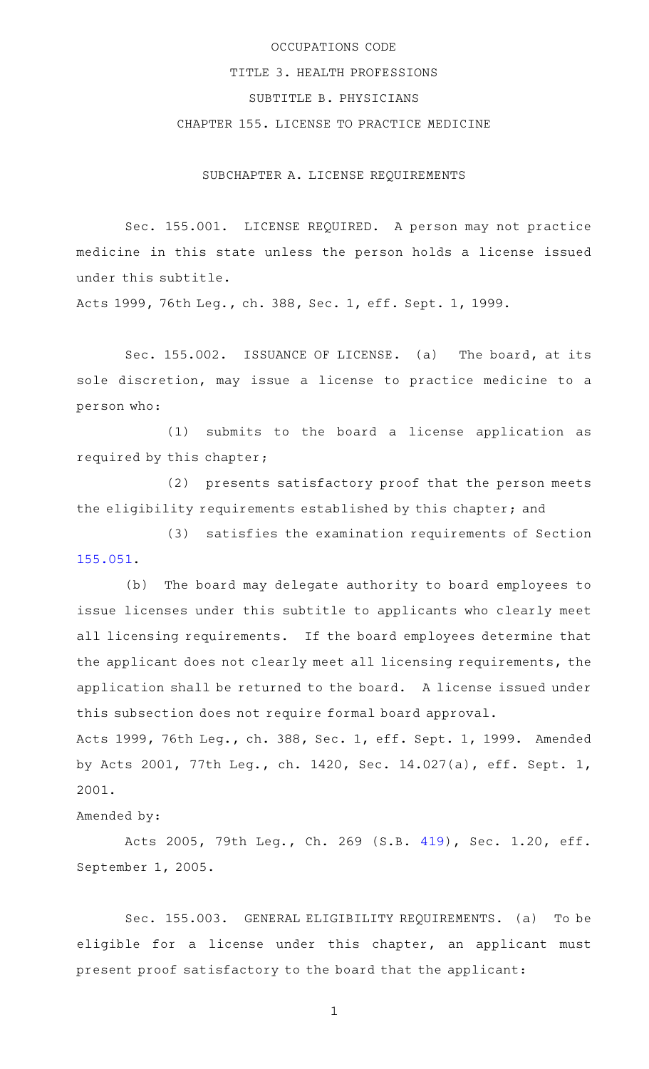# OCCUPATIONS CODE

## TITLE 3. HEALTH PROFESSIONS

## SUBTITLE B. PHYSICIANS

## CHAPTER 155. LICENSE TO PRACTICE MEDICINE

### SUBCHAPTER A. LICENSE REQUIREMENTS

Sec. 155.001. LICENSE REQUIRED. A person may not practice medicine in this state unless the person holds a license issued under this subtitle.

Acts 1999, 76th Leg., ch. 388, Sec. 1, eff. Sept. 1, 1999.

Sec. 155.002. ISSUANCE OF LICENSE. (a) The board, at its sole discretion, may issue a license to practice medicine to a person who:

(1) submits to the board a license application as required by this chapter;

(2) presents satisfactory proof that the person meets the eligibility requirements established by this chapter; and

(3) satisfies the examination requirements of Section 155.051.

(b) The board may delegate authority to board employees to issue licenses under this subtitle to applicants who clearly meet all licensing requirements. If the board employees determine that the applicant does not clearly meet all licensing requirements, the application shall be returned to the board. A license issued under this subsection does not require formal board approval.

Acts 1999, 76th Leg., ch. 388, Sec. 1, eff. Sept. 1, 1999. Amended by Acts 2001, 77th Leg., ch. 1420, Sec. 14.027(a), eff. Sept. 1, 2001.

Amended by:

Acts 2005, 79th Leg., Ch. 269 (S.B. 419), Sec. 1.20, eff. September 1, 2005.

Sec. 155.003. GENERAL ELIGIBILITY REQUIREMENTS. (a) To be eligible for a license under this chapter, an applicant must present proof satisfactory to the board that the applicant: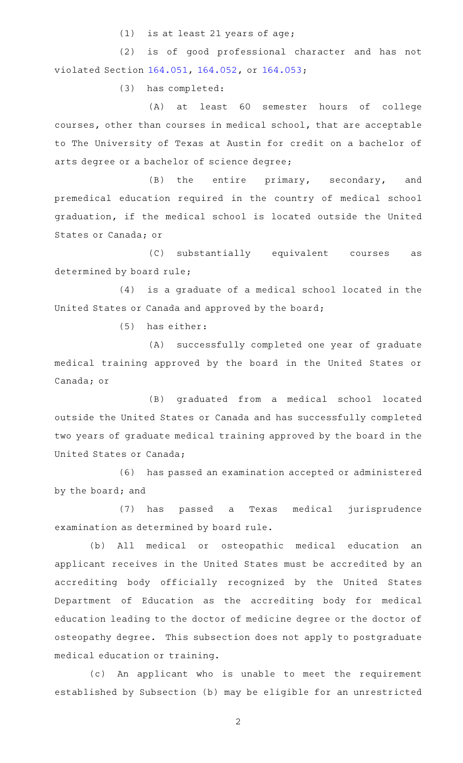(1) is at least 21 years of age;

(2) is of good professional character and has not violated Section 164.051, 164.052, or 164.053;

(3) has completed:

(A) at least 60 semester hours of college courses, other than courses in medical school, that are acceptable to The University of Texas at Austin for credit on a bachelor of arts degree or a bachelor of science degree;

(B) the entire primary, secondary, and premedical education required in the country of medical school graduation, if the medical school is located outside the United States or Canada; or

(C) substantially equivalent courses as determined by board rule;

(4) is a graduate of a medical school located in the United States or Canada and approved by the board;

(5) has either:

(A) successfully completed one year of graduate medical training approved by the board in the United States or Canada; or

(B) graduated from a medical school located outside the United States or Canada and has successfully completed two years of graduate medical training approved by the board in the United States or Canada;

(6) has passed an examination accepted or administered by the board; and

(7) has passed a Texas medical jurisprudence examination as determined by board rule.

(b) All medical or osteopathic medical education an applicant receives in the United States must be accredited by an accrediting body officially recognized by the United States Department of Education as the accrediting body for medical education leading to the doctor of medicine degree or the doctor of osteopathy degree. This subsection does not apply to postgraduate medical education or training.

(c) An applicant who is unable to meet the requirement established by Subsection (b) may be eligible for an unrestricted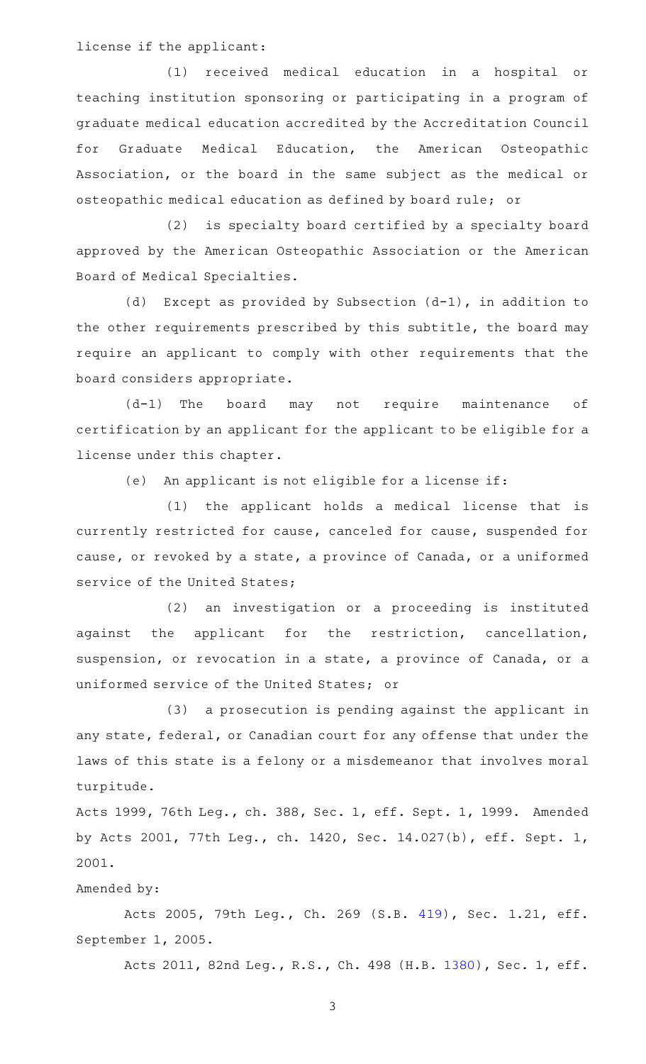license if the applicant:

(1) received medical education in a hospital or teaching institution sponsoring or participating in a program of graduate medical education accredited by the Accreditation Council for Graduate Medical Education, the American Osteopathic Association, or the board in the same subject as the medical or osteopathic medical education as defined by board rule; or

(2) is specialty board certified by a specialty board approved by the American Osteopathic Association or the American Board of Medical Specialties.

(d) Except as provided by Subsection (d-1), in addition to the other requirements prescribed by this subtitle, the board may require an applicant to comply with other requirements that the board considers appropriate.

(d-1) The board may not require maintenance of certification by an applicant for the applicant to be eligible for a license under this chapter.

(e) An applicant is not eligible for a license if:

(1) the applicant holds a medical license that is currently restricted for cause, canceled for cause, suspended for cause, or revoked by a state, a province of Canada, or a uniformed service of the United States;

(2) an investigation or a proceeding is instituted against the applicant for the restriction, cancellation, suspension, or revocation in a state, a province of Canada, or a uniformed service of the United States; or

(3) a prosecution is pending against the applicant in any state, federal, or Canadian court for any offense that under the laws of this state is a felony or a misdemeanor that involves moral turpitude.

Acts 1999, 76th Leg., ch. 388, Sec. 1, eff. Sept. 1, 1999. Amended by Acts 2001, 77th Leg., ch. 1420, Sec. 14.027(b), eff. Sept. 1, 2001.

Amended by:

Acts 2005, 79th Leg., Ch. 269 (S.B. 419), Sec. 1.21, eff. September 1, 2005.

Acts 2011, 82nd Leg., R.S., Ch. 498 (H.B. 1380), Sec. 1, eff.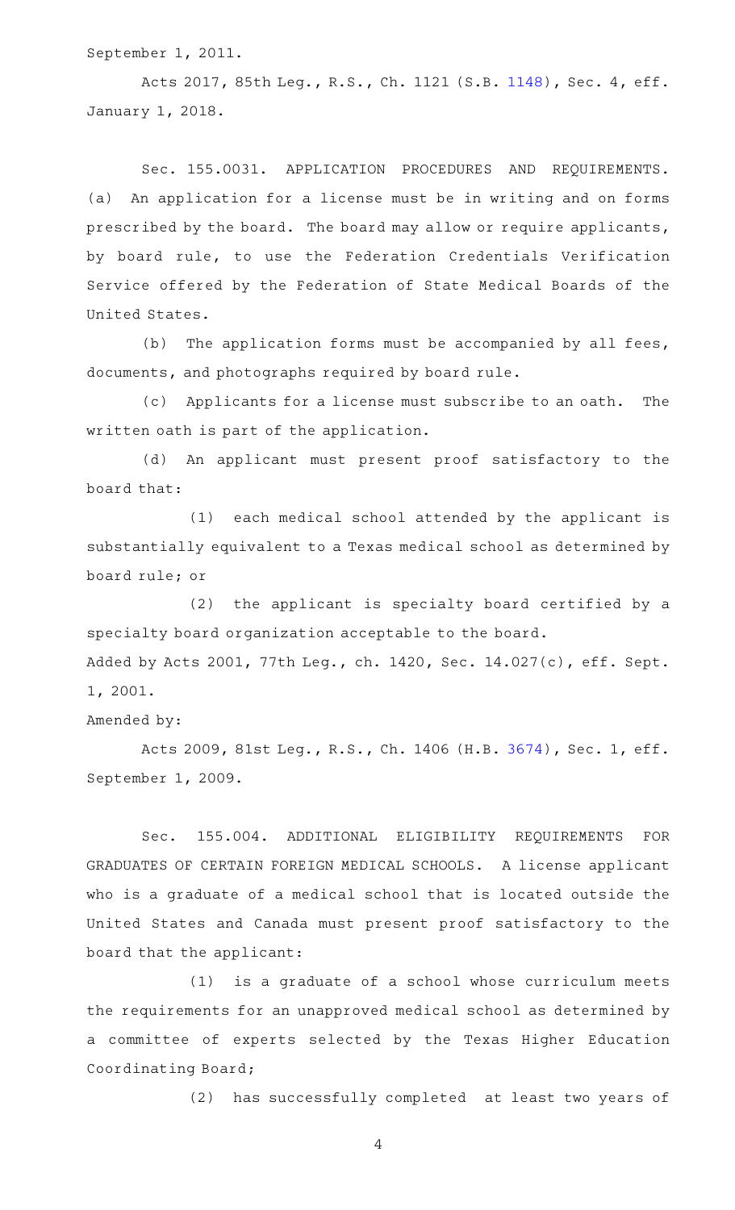September 1, 2011.

Acts 2017, 85th Leg., R.S., Ch. 1121 (S.B. 1148), Sec. 4, eff. January 1, 2018.

Sec. 155.0031. APPLICATION PROCEDURES AND REQUIREMENTS. (a) An application for a license must be in writing and on forms prescribed by the board. The board may allow or require applicants, by board rule, to use the Federation Credentials Verification Service offered by the Federation of State Medical Boards of the United States.

(b) The application forms must be accompanied by all fees, documents, and photographs required by board rule.

(c) Applicants for a license must subscribe to an oath. The written oath is part of the application.

(d) An applicant must present proof satisfactory to the board that:

(1) each medical school attended by the applicant is substantially equivalent to a Texas medical school as determined by board rule; or

(2) the applicant is specialty board certified by a specialty board organization acceptable to the board.

Added by Acts 2001, 77th Leg., ch. 1420, Sec. 14.027(c), eff. Sept. 1, 2001.

Amended by:

Acts 2009, 81st Leg., R.S., Ch. 1406 (H.B. 3674), Sec. 1, eff. September 1, 2009.

Sec. 155.004. ADDITIONAL ELIGIBILITY REQUIREMENTS FOR GRADUATES OF CERTAIN FOREIGN MEDICAL SCHOOLS. A license applicant who is a graduate of a medical school that is located outside the United States and Canada must present proof satisfactory to the board that the applicant:

(1) is a graduate of a school whose curriculum meets the requirements for an unapproved medical school as determined by a committee of experts selected by the Texas Higher Education Coordinating Board;

(2) has successfully completed at least two years of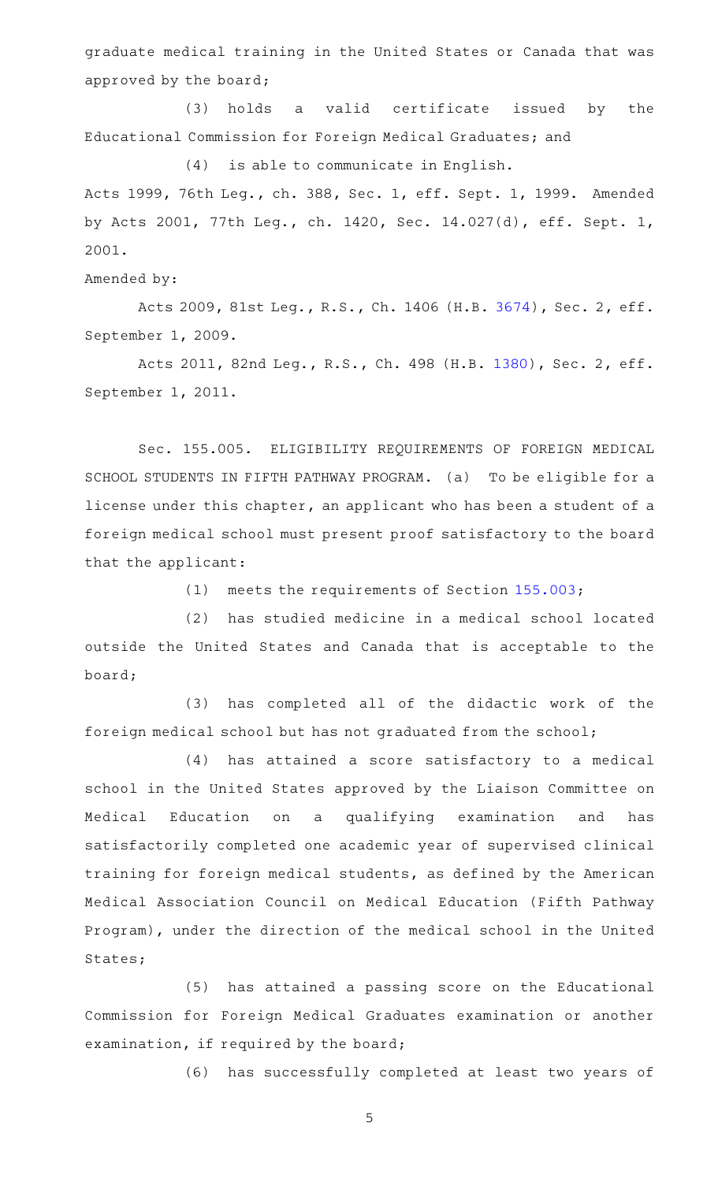graduate medical training in the United States or Canada that was approved by the board;

(3) holds a valid certificate issued by the Educational Commission for Foreign Medical Graduates; and

(4) is able to communicate in English.

Acts 1999, 76th Leg., ch. 388, Sec. 1, eff. Sept. 1, 1999. Amended by Acts 2001, 77th Leg., ch. 1420, Sec. 14.027(d), eff. Sept. 1, 2001.

Amended by:

Acts 2009, 81st Leg., R.S., Ch. 1406 (H.B. 3674), Sec. 2, eff. September 1, 2009.

Acts 2011, 82nd Leg., R.S., Ch. 498 (H.B. 1380), Sec. 2, eff. September 1, 2011.

Sec. 155.005. ELIGIBILITY REQUIREMENTS OF FOREIGN MEDICAL SCHOOL STUDENTS IN FIFTH PATHWAY PROGRAM. (a) To be eligible for a license under this chapter, an applicant who has been a student of a foreign medical school must present proof satisfactory to the board that the applicant:

(1) meets the requirements of Section 155.003;

(2) has studied medicine in a medical school located outside the United States and Canada that is acceptable to the board;

(3) has completed all of the didactic work of the foreign medical school but has not graduated from the school;

(4) has attained a score satisfactory to a medical school in the United States approved by the Liaison Committee on Medical Education on a qualifying examination and has satisfactorily completed one academic year of supervised clinical training for foreign medical students, as defined by the American Medical Association Council on Medical Education (Fifth Pathway Program), under the direction of the medical school in the United States;

(5) has attained a passing score on the Educational Commission for Foreign Medical Graduates examination or another examination, if required by the board;

(6) has successfully completed at least two years of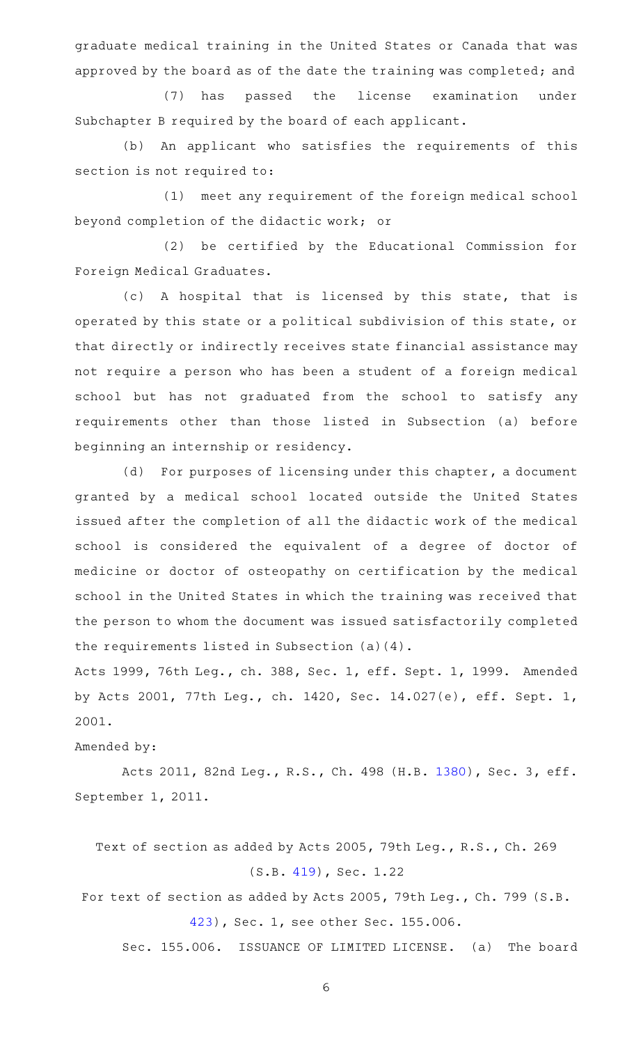graduate medical training in the United States or Canada that was approved by the board as of the date the training was completed; and

(7) has passed the license examination under Subchapter B required by the board of each applicant.

(b) An applicant who satisfies the requirements of this section is not required to:

(1) meet any requirement of the foreign medical school beyond completion of the didactic work; or

(2) be certified by the Educational Commission for Foreign Medical Graduates.

(c) A hospital that is licensed by this state, that is operated by this state or a political subdivision of this state, or that directly or indirectly receives state financial assistance may not require a person who has been a student of a foreign medical school but has not graduated from the school to satisfy any requirements other than those listed in Subsection (a) before beginning an internship or residency.

(d) For purposes of licensing under this chapter, a document granted by a medical school located outside the United States issued after the completion of all the didactic work of the medical school is considered the equivalent of a degree of doctor of medicine or doctor of osteopathy on certification by the medical school in the United States in which the training was received that the person to whom the document was issued satisfactorily completed the requirements listed in Subsection (a)(4).

Acts 1999, 76th Leg., ch. 388, Sec. 1, eff. Sept. 1, 1999. Amended by Acts 2001, 77th Leg., ch. 1420, Sec. 14.027(e), eff. Sept. 1, 2001.

Amended by:

Acts 2011, 82nd Leg., R.S., Ch. 498 (H.B. 1380), Sec. 3, eff. September 1, 2011.

Text of section as added by Acts 2005, 79th Leg., R.S., Ch. 269 (S.B. 419), Sec. 1.22

For text of section as added by Acts 2005, 79th Leg., Ch. 799 (S.B. 423), Sec. 1, see other Sec. 155.006.

Sec. 155.006. ISSUANCE OF LIMITED LICENSE. (a) The board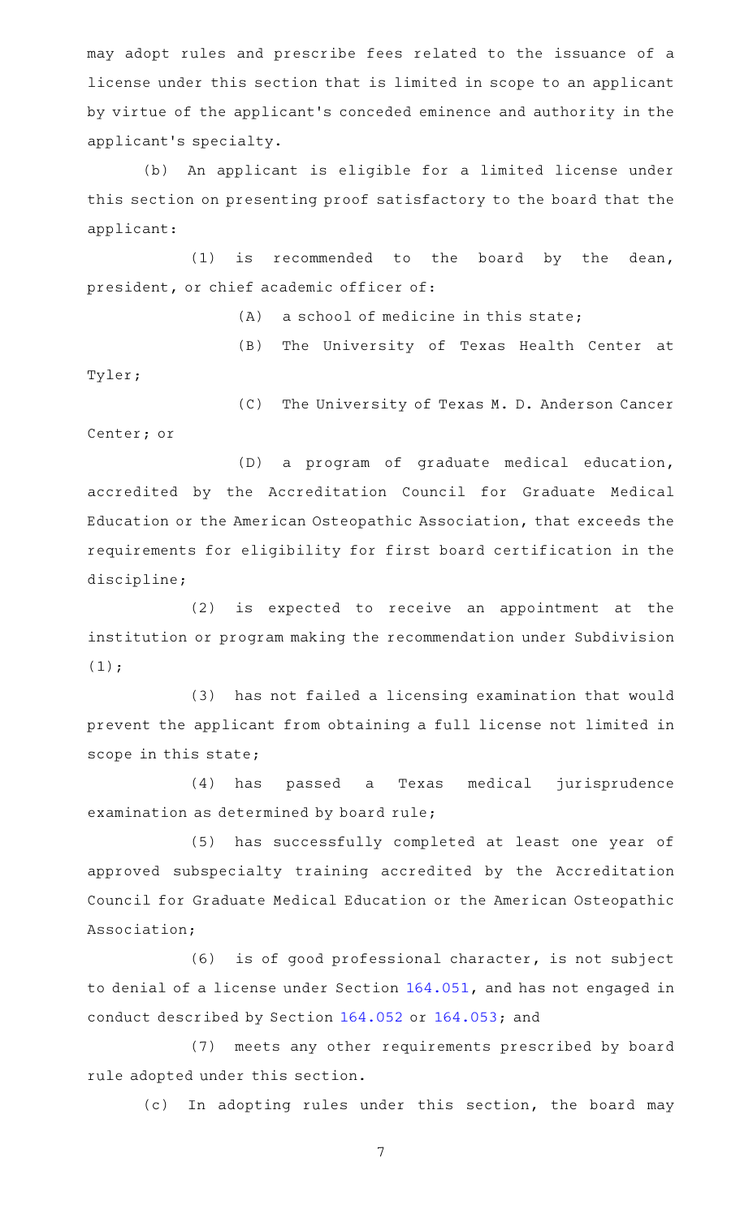may adopt rules and prescribe fees related to the issuance of a license under this section that is limited in scope to an applicant by virtue of the applicant's conceded eminence and authority in the applicant's specialty.

(b) An applicant is eligible for a limited license under this section on presenting proof satisfactory to the board that the applicant:

(1) is recommended to the board by the dean, president, or chief academic officer of:

(A) a school of medicine in this state;

(B) The University of Texas Health Center at Tyler;

(C) The University of Texas M. D. Anderson Cancer Center; or

(D) a program of graduate medical education, accredited by the Accreditation Council for Graduate Medical Education or the American Osteopathic Association, that exceeds the requirements for eligibility for first board certification in the discipline;

(2) is expected to receive an appointment at the institution or program making the recommendation under Subdivision (1);

(3) has not failed a licensing examination that would prevent the applicant from obtaining a full license not limited in scope in this state;

(4) has passed a Texas medical jurisprudence examination as determined by board rule;

(5) has successfully completed at least one year of approved subspecialty training accredited by the Accreditation Council for Graduate Medical Education or the American Osteopathic Association;

(6) is of good professional character, is not subject to denial of a license under Section 164.051, and has not engaged in conduct described by Section 164.052 or 164.053; and

(7) meets any other requirements prescribed by board rule adopted under this section.

(c) In adopting rules under this section, the board may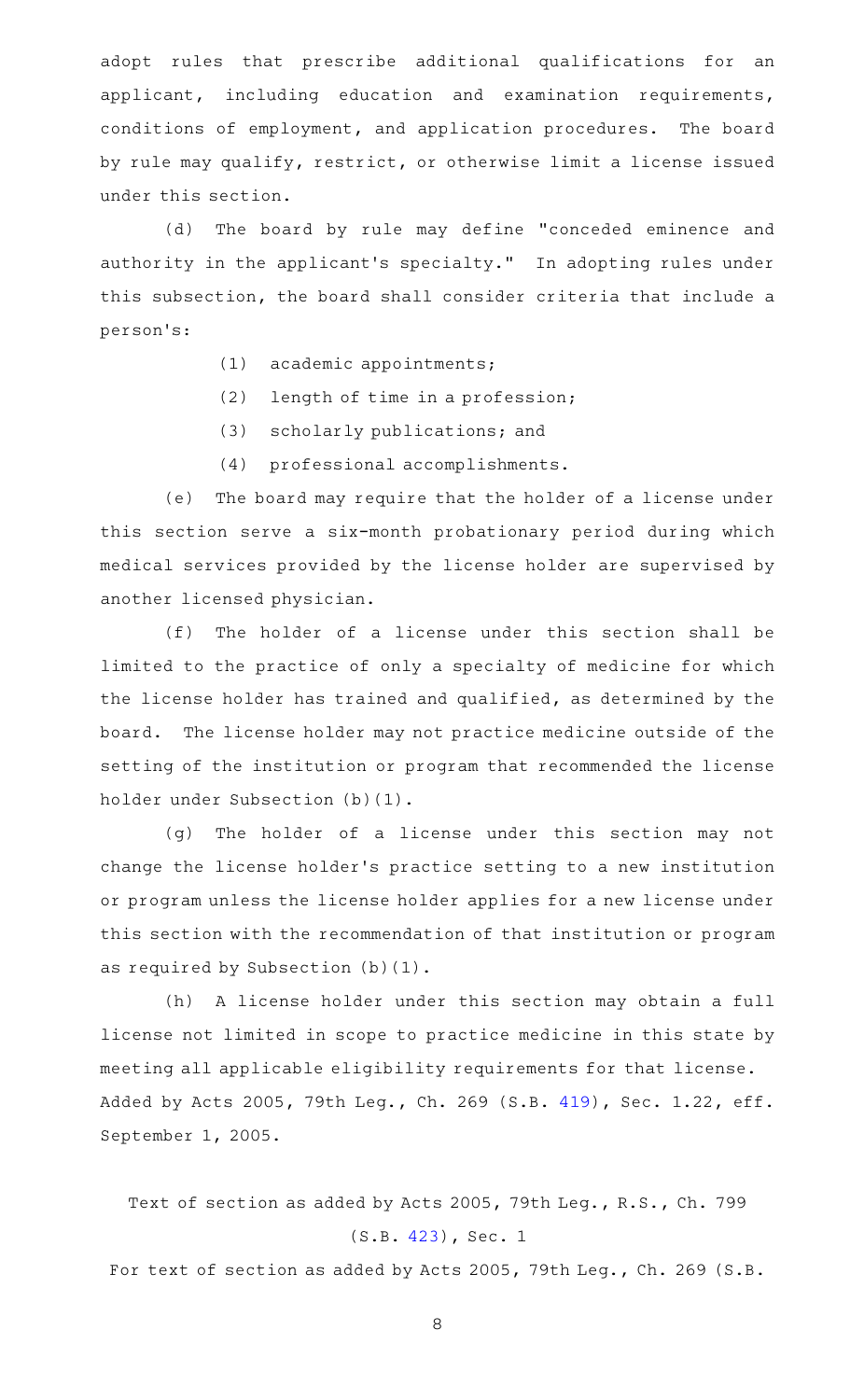adopt rules that prescribe additional qualifications for an applicant, including education and examination requirements, conditions of employment, and application procedures. The board by rule may qualify, restrict, or otherwise limit a license issued under this section.

(d) The board by rule may define "conceded eminence and authority in the applicant's specialty." In adopting rules under this subsection, the board shall consider criteria that include a person's:

(1) academic appointments;

(2) length of time in a profession;

(3) scholarly publications; and

(4) professional accomplishments.

(e) The board may require that the holder of a license under this section serve a six-month probationary period during which medical services provided by the license holder are supervised by another licensed physician.

(f) The holder of a license under this section shall be limited to the practice of only a specialty of medicine for which the license holder has trained and qualified, as determined by the board. The license holder may not practice medicine outside of the setting of the institution or program that recommended the license holder under Subsection (b)(1).

(g) The holder of a license under this section may not change the license holder's practice setting to a new institution or program unless the license holder applies for a new license under this section with the recommendation of that institution or program as required by Subsection (b)(1).

(h) A license holder under this section may obtain a full license not limited in scope to practice medicine in this state by meeting all applicable eligibility requirements for that license.

Added by Acts 2005, 79th Leg., Ch. 269 (S.B. 419), Sec. 1.22, eff. September 1, 2005.

Text of section as added by Acts 2005, 79th Leg., R.S., Ch. 799 (S.B. 423), Sec. 1

For text of section as added by Acts 2005, 79th Leg., Ch. 269 (S.B.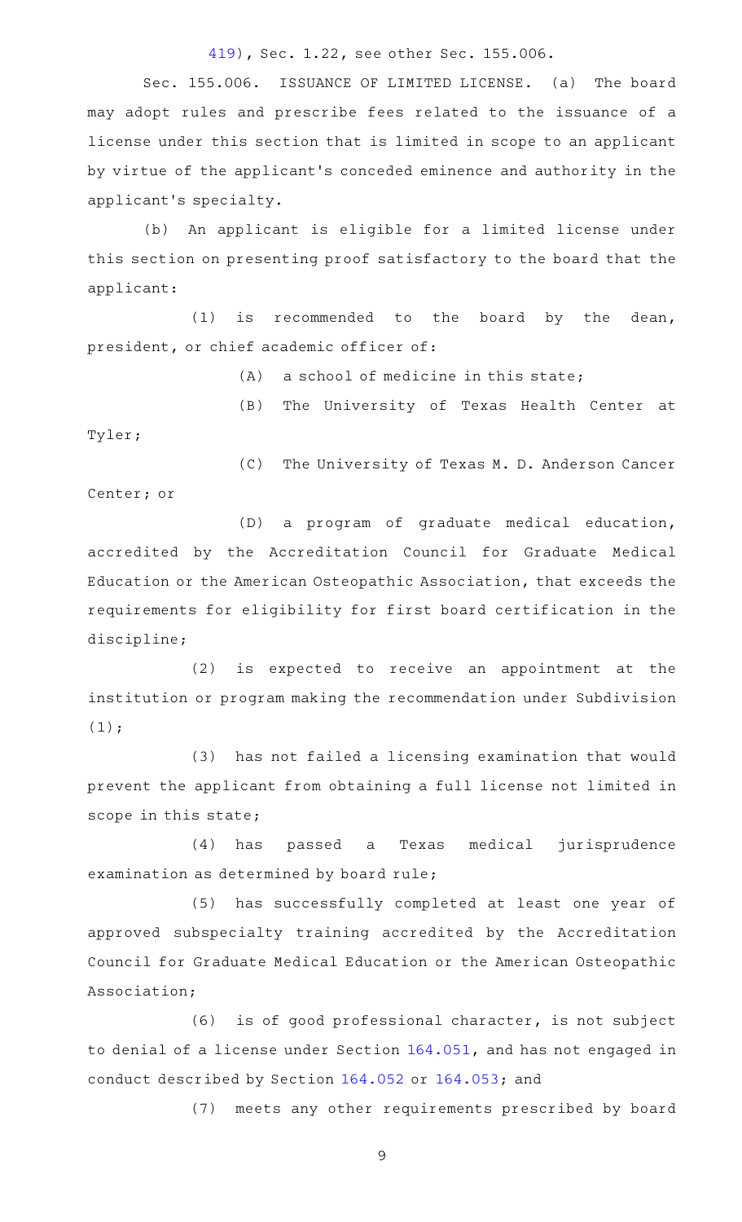419), Sec. 1.22, see other Sec. 155.006.

Sec. 155.006. ISSUANCE OF LIMITED LICENSE. (a) The board may adopt rules and prescribe fees related to the issuance of a license under this section that is limited in scope to an applicant by virtue of the applicant's conceded eminence and authority in the applicant's specialty.

(b) An applicant is eligible for a limited license under this section on presenting proof satisfactory to the board that the applicant:

(1) is recommended to the board by the dean, president, or chief academic officer of:

(A) a school of medicine in this state;

(B) The University of Texas Health Center at Tyler;

(C) The University of Texas M. D. Anderson Cancer Center; or

(D) a program of graduate medical education, accredited by the Accreditation Council for Graduate Medical Education or the American Osteopathic Association, that exceeds the requirements for eligibility for first board certification in the discipline;

(2) is expected to receive an appointment at the institution or program making the recommendation under Subdivision (1);

(3) has not failed a licensing examination that would prevent the applicant from obtaining a full license not limited in scope in this state;

(4) has passed a Texas medical jurisprudence examination as determined by board rule;

(5) has successfully completed at least one year of approved subspecialty training accredited by the Accreditation Council for Graduate Medical Education or the American Osteopathic Association;

(6) is of good professional character, is not subject to denial of a license under Section 164.051, and has not engaged in conduct described by Section 164.052 or 164.053; and

(7) meets any other requirements prescribed by board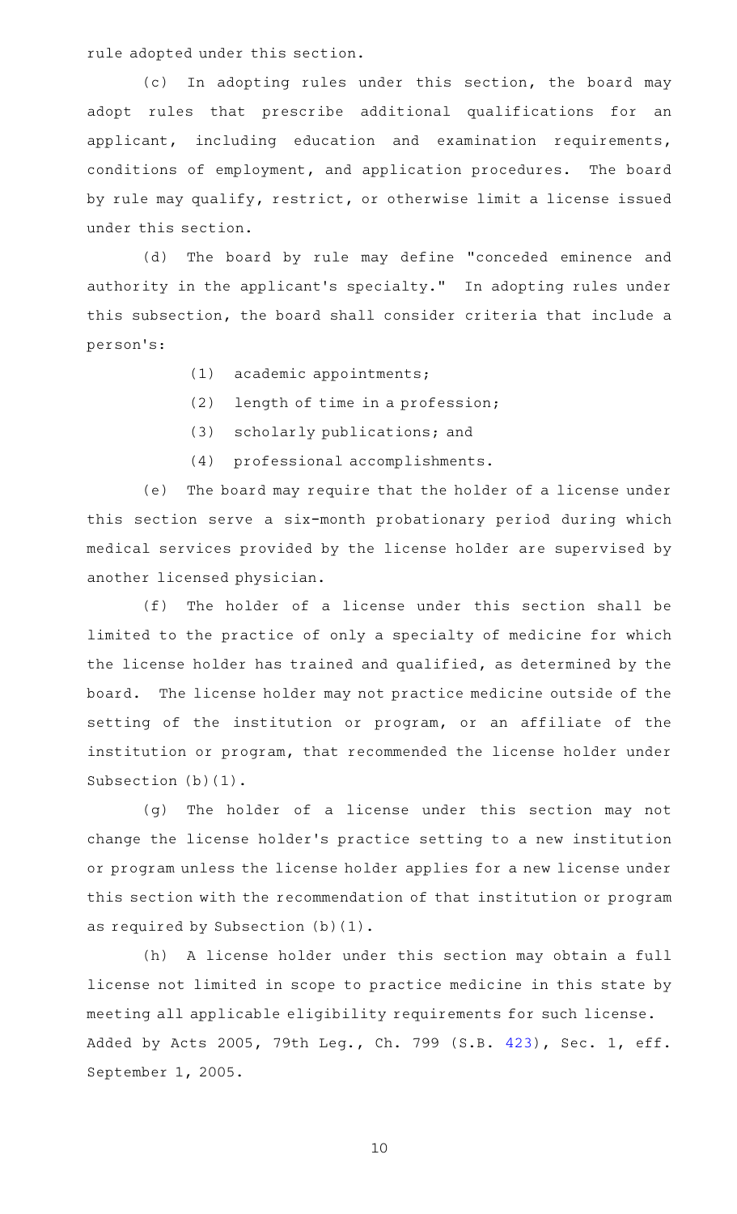rule adopted under this section.

(c) In adopting rules under this section, the board may adopt rules that prescribe additional qualifications for an applicant, including education and examination requirements, conditions of employment, and application procedures. The board by rule may qualify, restrict, or otherwise limit a license issued under this section.

(d) The board by rule may define "conceded eminence and authority in the applicant's specialty." In adopting rules under this subsection, the board shall consider criteria that include a person's:

(1) academic appointments;

(2) length of time in a profession;

(3) scholarly publications; and

(4) professional accomplishments.

(e) The board may require that the holder of a license under this section serve a six-month probationary period during which medical services provided by the license holder are supervised by another licensed physician.

(f) The holder of a license under this section shall be limited to the practice of only a specialty of medicine for which the license holder has trained and qualified, as determined by the board. The license holder may not practice medicine outside of the setting of the institution or program, or an affiliate of the institution or program, that recommended the license holder under Subsection (b)(1).

(g) The holder of a license under this section may not change the license holder's practice setting to a new institution or program unless the license holder applies for a new license under this section with the recommendation of that institution or program as required by Subsection (b)(1).

(h) A license holder under this section may obtain a full license not limited in scope to practice medicine in this state by meeting all applicable eligibility requirements for such license.

Added by Acts 2005, 79th Leg., Ch. 799 (S.B. 423), Sec. 1, eff. September 1, 2005.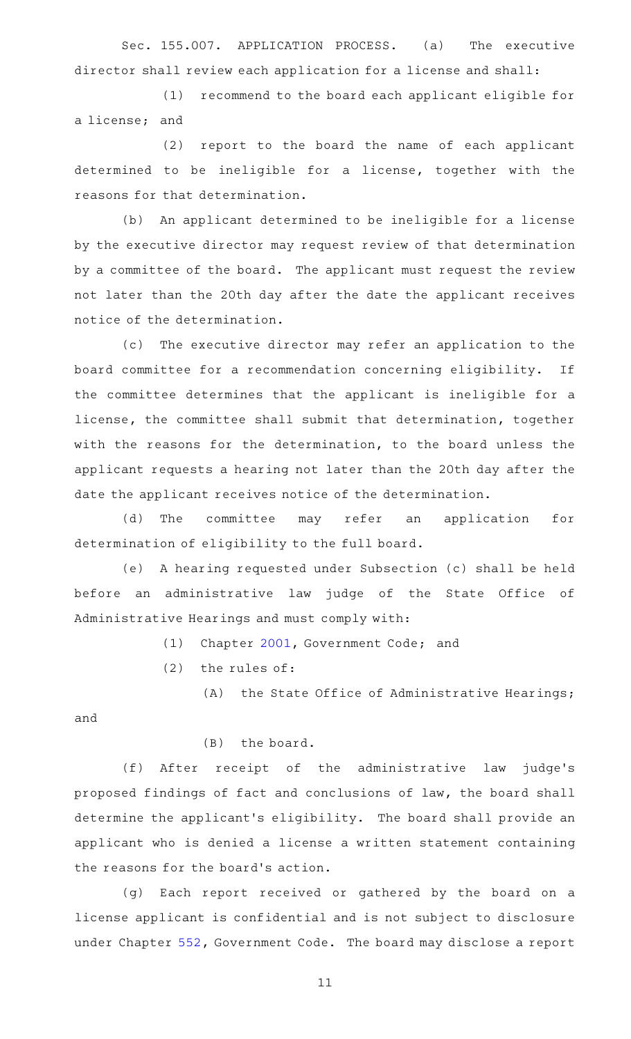Sec. 155.007. APPLICATION PROCESS. (a) The executive director shall review each application for a license and shall:

(1) recommend to the board each applicant eligible for a license; and

(2) report to the board the name of each applicant determined to be ineligible for a license, together with the reasons for that determination.

(b) An applicant determined to be ineligible for a license by the executive director may request review of that determination by a committee of the board. The applicant must request the review not later than the 20th day after the date the applicant receives notice of the determination.

(c) The executive director may refer an application to the board committee for a recommendation concerning eligibility. If the committee determines that the applicant is ineligible for a license, the committee shall submit that determination, together with the reasons for the determination, to the board unless the applicant requests a hearing not later than the 20th day after the date the applicant receives notice of the determination.

(d) The committee may refer an application for determination of eligibility to the full board.

(e) A hearing requested under Subsection (c) shall be held before an administrative law judge of the State Office of Administrative Hearings and must comply with:

(1) Chapter 2001, Government Code; and

(2) the rules of:

(A) the State Office of Administrative Hearings; and

(B) the board.

(f) After receipt of the administrative law judge's proposed findings of fact and conclusions of law, the board shall determine the applicant's eligibility. The board shall provide an applicant who is denied a license a written statement containing the reasons for the board's action.

(g) Each report received or gathered by the board on a license applicant is confidential and is not subject to disclosure under Chapter 552, Government Code. The board may disclose a report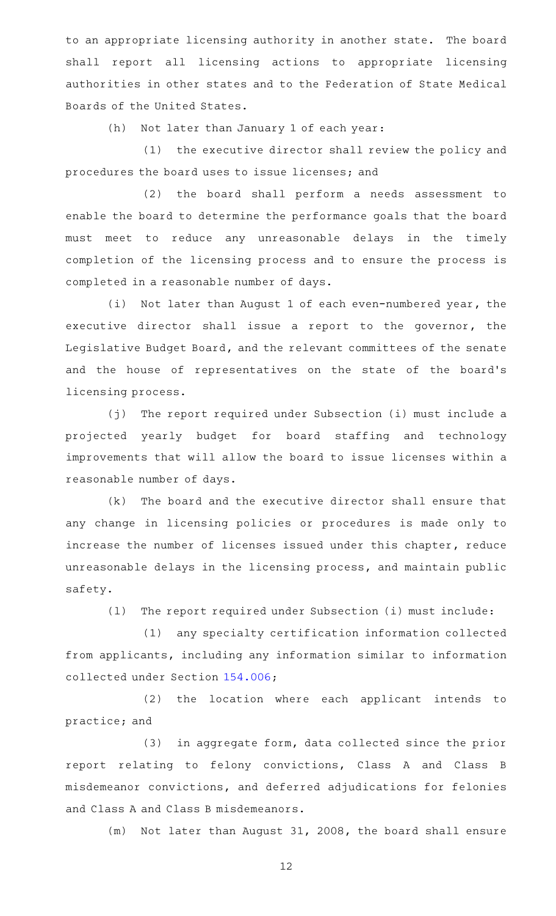to an appropriate licensing authority in another state. The board shall report all licensing actions to appropriate licensing authorities in other states and to the Federation of State Medical Boards of the United States.

(h) Not later than January 1 of each year:

(1) the executive director shall review the policy and procedures the board uses to issue licenses; and

(2) the board shall perform a needs assessment to enable the board to determine the performance goals that the board must meet to reduce any unreasonable delays in the timely completion of the licensing process and to ensure the process is completed in a reasonable number of days.

(i) Not later than August 1 of each even-numbered year, the executive director shall issue a report to the governor, the Legislative Budget Board, and the relevant committees of the senate and the house of representatives on the state of the board's licensing process.

(j) The report required under Subsection (i) must include a projected yearly budget for board staffing and technology improvements that will allow the board to issue licenses within a reasonable number of days.

(k) The board and the executive director shall ensure that any change in licensing policies or procedures is made only to increase the number of licenses issued under this chapter, reduce unreasonable delays in the licensing process, and maintain public safety.

(l) The report required under Subsection (i) must include:

(1) any specialty certification information collected from applicants, including any information similar to information collected under Section 154.006;

(2) the location where each applicant intends to practice; and

(3) in aggregate form, data collected since the prior report relating to felony convictions, Class A and Class B misdemeanor convictions, and deferred adjudications for felonies and Class A and Class B misdemeanors.

(m) Not later than August 31, 2008, the board shall ensure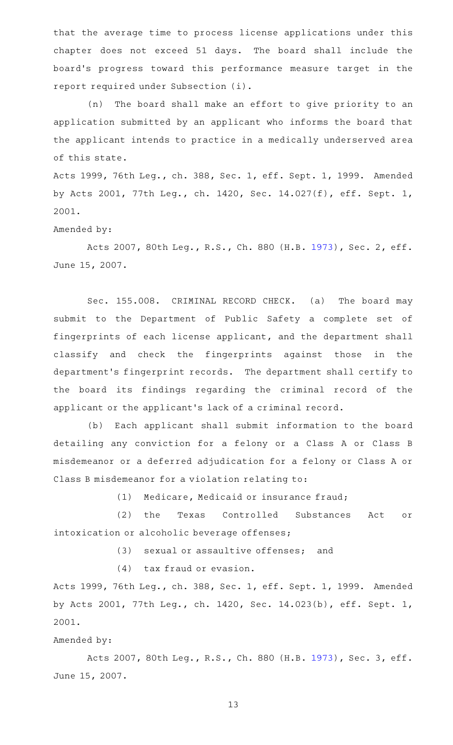that the average time to process license applications under this chapter does not exceed 51 days. The board shall include the board's progress toward this performance measure target in the report required under Subsection (i).

(n) The board shall make an effort to give priority to an application submitted by an applicant who informs the board that the applicant intends to practice in a medically underserved area of this state.

Acts 1999, 76th Leg., ch. 388, Sec. 1, eff. Sept. 1, 1999. Amended by Acts 2001, 77th Leg., ch. 1420, Sec. 14.027(f), eff. Sept. 1, 2001.

Amended by:

Acts 2007, 80th Leg., R.S., Ch. 880 (H.B. 1973), Sec. 2, eff. June 15, 2007.

Sec. 155.008. CRIMINAL RECORD CHECK. (a) The board may submit to the Department of Public Safety a complete set of fingerprints of each license applicant, and the department shall classify and check the fingerprints against those in the department's fingerprint records. The department shall certify to the board its findings regarding the criminal record of the applicant or the applicant's lack of a criminal record.

(b) Each applicant shall submit information to the board detailing any conviction for a felony or a Class A or Class B misdemeanor or a deferred adjudication for a felony or Class A or Class B misdemeanor for a violation relating to:

(1) Medicare, Medicaid or insurance fraud;

(2) the Texas Controlled Substances Act or intoxication or alcoholic beverage offenses;

(3) sexual or assaultive offenses; and

(4) tax fraud or evasion.

Acts 1999, 76th Leg., ch. 388, Sec. 1, eff. Sept. 1, 1999. Amended by Acts 2001, 77th Leg., ch. 1420, Sec. 14.023(b), eff. Sept. 1, 2001.

Amended by:

Acts 2007, 80th Leg., R.S., Ch. 880 (H.B. 1973), Sec. 3, eff. June 15, 2007.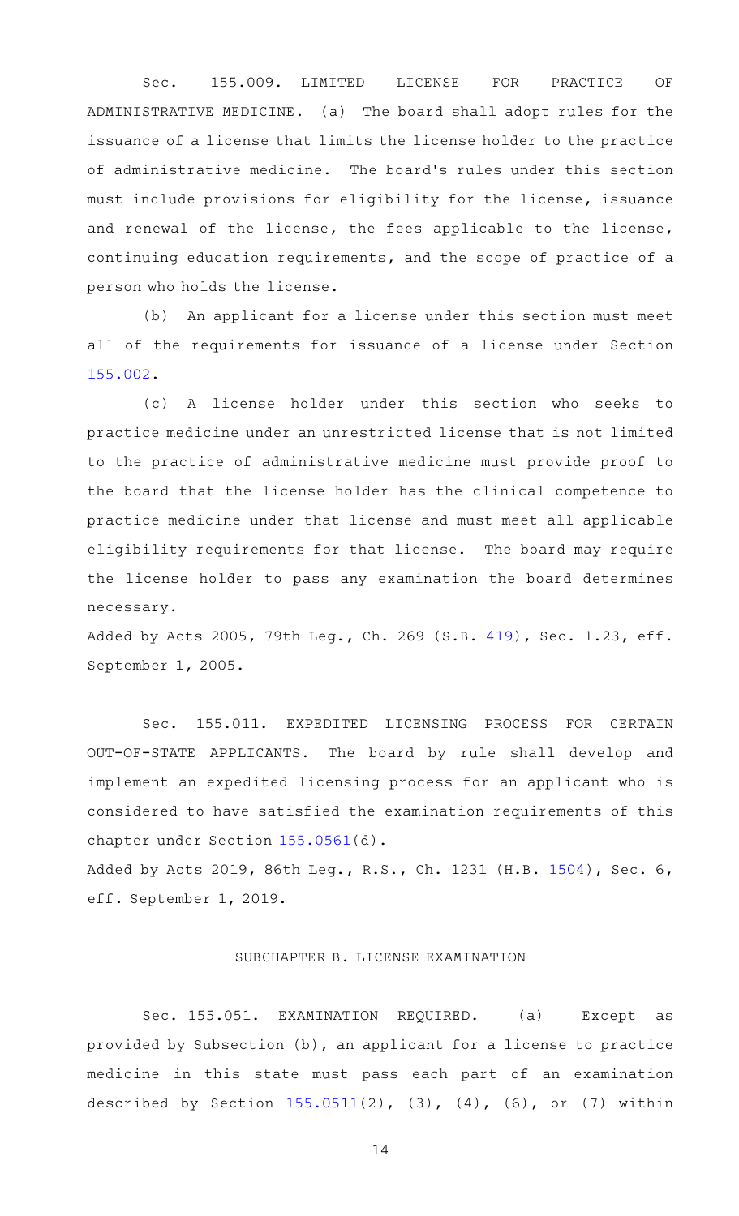Sec. 155.009. LIMITED LICENSE FOR PRACTICE OF ADMINISTRATIVE MEDICINE. (a) The board shall adopt rules for the issuance of a license that limits the license holder to the practice of administrative medicine. The board's rules under this section must include provisions for eligibility for the license, issuance and renewal of the license, the fees applicable to the license, continuing education requirements, and the scope of practice of a person who holds the license.

(b) An applicant for a license under this section must meet all of the requirements for issuance of a license under Section 155.002.

(c) A license holder under this section who seeks to practice medicine under an unrestricted license that is not limited to the practice of administrative medicine must provide proof to the board that the license holder has the clinical competence to practice medicine under that license and must meet all applicable eligibility requirements for that license. The board may require the license holder to pass any examination the board determines necessary.

Added by Acts 2005, 79th Leg., Ch. 269 (S.B. 419), Sec. 1.23, eff. September 1, 2005.

Sec. 155.011. EXPEDITED LICENSING PROCESS FOR CERTAIN OUT-OF-STATE APPLICANTS. The board by rule shall develop and implement an expedited licensing process for an applicant who is considered to have satisfied the examination requirements of this chapter under Section 155.0561(d).

Added by Acts 2019, 86th Leg., R.S., Ch. 1231 (H.B. 1504), Sec. 6, eff. September 1, 2019.

## SUBCHAPTER B. LICENSE EXAMINATION

Sec. 155.051. EXAMINATION REQUIRED. (a) Except as provided by Subsection (b), an applicant for a license to practice medicine in this state must pass each part of an examination described by Section 155.0511(2), (3), (4), (6), or (7) within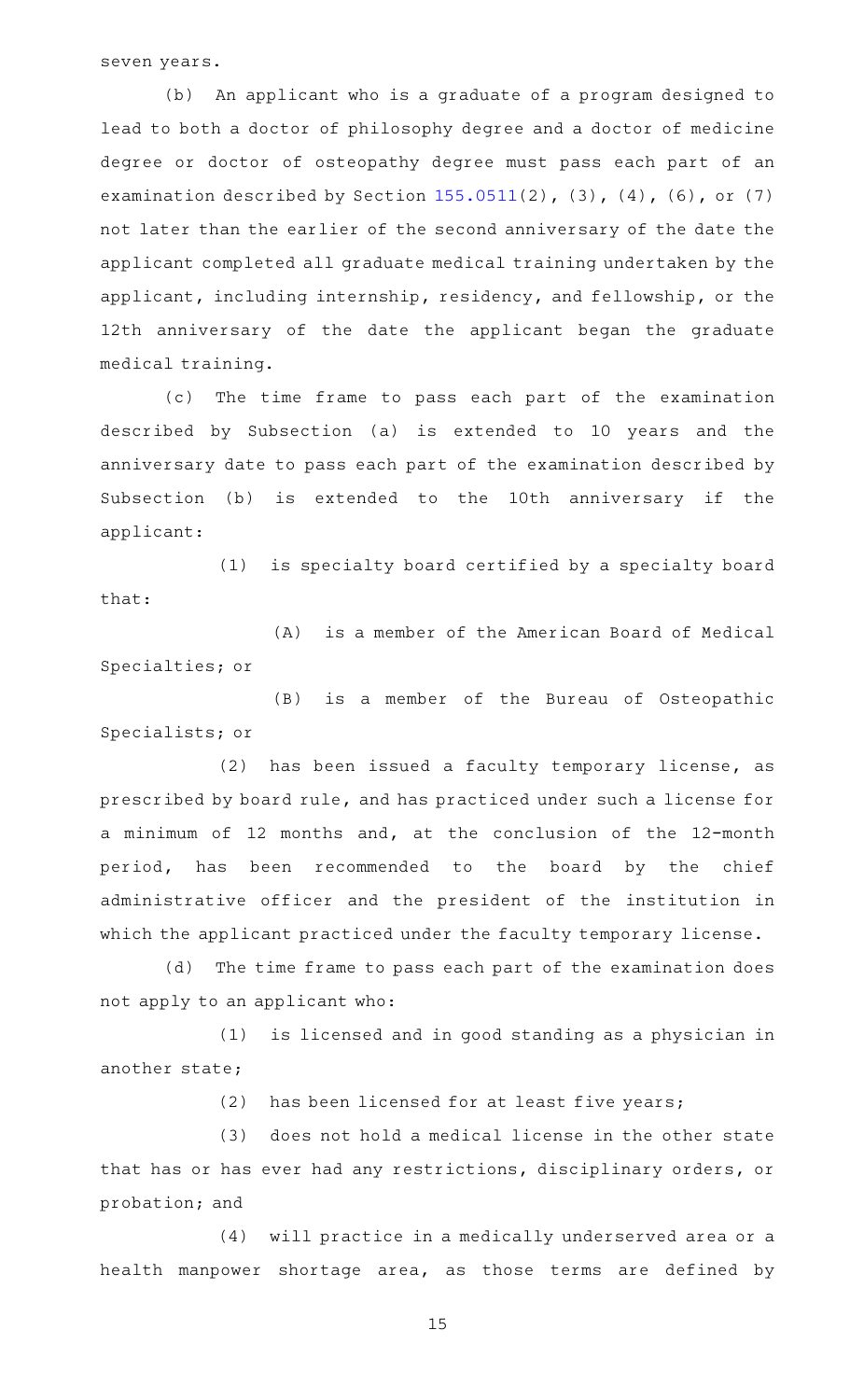seven years.

(b) An applicant who is a graduate of a program designed to lead to both a doctor of philosophy degree and a doctor of medicine degree or doctor of osteopathy degree must pass each part of an examination described by Section 155.0511(2), (3), (4), (6), or (7) not later than the earlier of the second anniversary of the date the applicant completed all graduate medical training undertaken by the applicant, including internship, residency, and fellowship, or the 12th anniversary of the date the applicant began the graduate medical training.

(c) The time frame to pass each part of the examination described by Subsection (a) is extended to 10 years and the anniversary date to pass each part of the examination described by Subsection (b) is extended to the 10th anniversary if the applicant:

(1) is specialty board certified by a specialty board that:

(A) is a member of the American Board of Medical Specialties; or

(B) is a member of the Bureau of Osteopathic Specialists; or

(2) has been issued a faculty temporary license, as prescribed by board rule, and has practiced under such a license for a minimum of 12 months and, at the conclusion of the 12-month period, has been recommended to the board by the chief administrative officer and the president of the institution in which the applicant practiced under the faculty temporary license.

(d) The time frame to pass each part of the examination does not apply to an applicant who:

(1) is licensed and in good standing as a physician in another state;

(2) has been licensed for at least five years;

(3) does not hold a medical license in the other state that has or has ever had any restrictions, disciplinary orders, or probation; and

(4) will practice in a medically underserved area or a health manpower shortage area, as those terms are defined by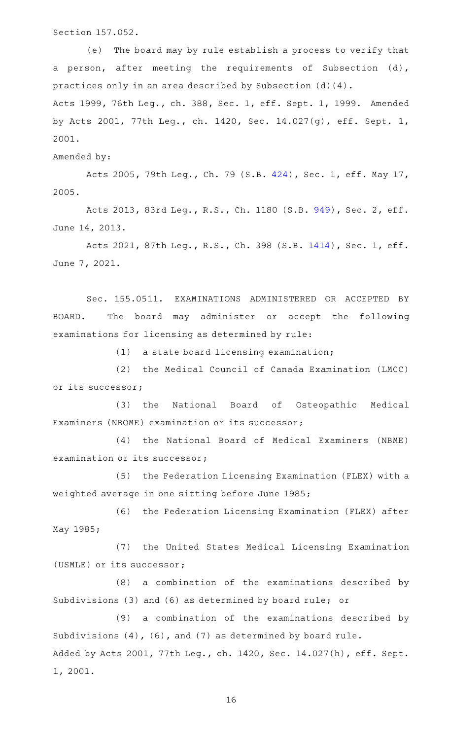Section 157.052.

(e) The board may by rule establish a process to verify that a person, after meeting the requirements of Subsection (d), practices only in an area described by Subsection (d)(4).

Acts 1999, 76th Leg., ch. 388, Sec. 1, eff. Sept. 1, 1999. Amended by Acts 2001, 77th Leg., ch. 1420, Sec. 14.027(g), eff. Sept. 1, 2001.

Amended by:

Acts 2005, 79th Leg., Ch. 79 (S.B. 424), Sec. 1, eff. May 17, 2005.

Acts 2013, 83rd Leg., R.S., Ch. 1180 (S.B. 949), Sec. 2, eff. June 14, 2013.

Acts 2021, 87th Leg., R.S., Ch. 398 (S.B. 1414), Sec. 1, eff. June 7, 2021.

Sec. 155.0511. EXAMINATIONS ADMINISTERED OR ACCEPTED BY BOARD. The board may administer or accept the following examinations for licensing as determined by rule:

(1) a state board licensing examination;

(2) the Medical Council of Canada Examination (LMCC) or its successor;

(3) the National Board of Osteopathic Medical Examiners (NBOME) examination or its successor;

(4) the National Board of Medical Examiners (NBME) examination or its successor;

(5) the Federation Licensing Examination (FLEX) with a weighted average in one sitting before June 1985;

(6) the Federation Licensing Examination (FLEX) after May 1985;

(7) the United States Medical Licensing Examination (USMLE) or its successor;

(8) a combination of the examinations described by Subdivisions (3) and (6) as determined by board rule; or

(9) a combination of the examinations described by Subdivisions (4), (6), and (7) as determined by board rule.

Added by Acts 2001, 77th Leg., ch. 1420, Sec. 14.027(h), eff. Sept. 1, 2001.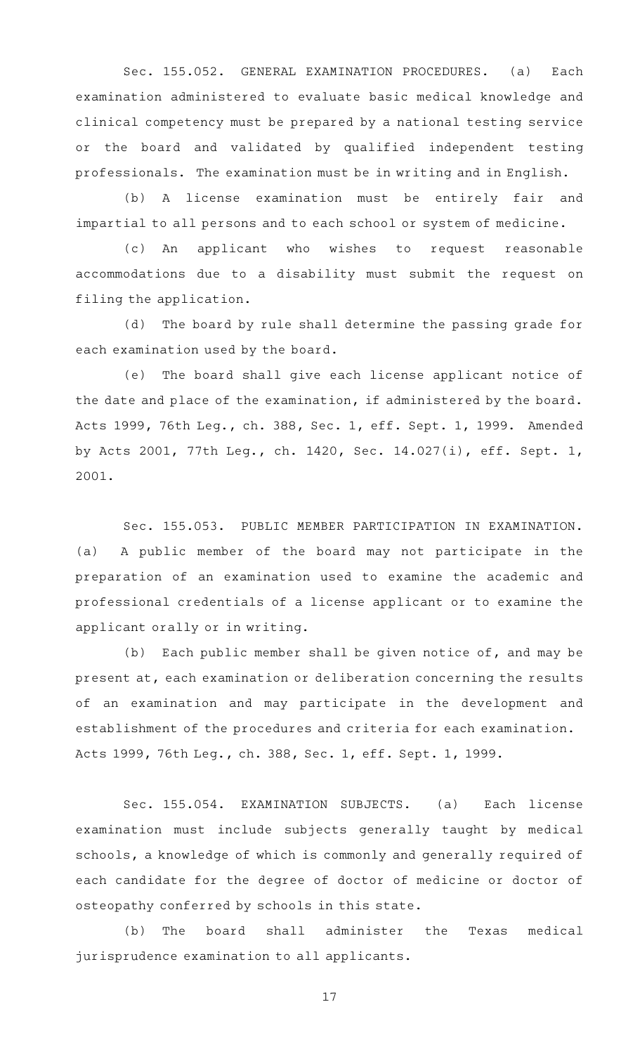Sec. 155.052. GENERAL EXAMINATION PROCEDURES. (a) Each examination administered to evaluate basic medical knowledge and clinical competency must be prepared by a national testing service or the board and validated by qualified independent testing professionals. The examination must be in writing and in English.

(b) A license examination must be entirely fair and impartial to all persons and to each school or system of medicine.

(c) An applicant who wishes to request reasonable accommodations due to a disability must submit the request on filing the application.

(d) The board by rule shall determine the passing grade for each examination used by the board.

(e) The board shall give each license applicant notice of the date and place of the examination, if administered by the board.

Acts 1999, 76th Leg., ch. 388, Sec. 1, eff. Sept. 1, 1999. Amended by Acts 2001, 77th Leg., ch. 1420, Sec. 14.027(i), eff. Sept. 1, 2001.

Sec. 155.053. PUBLIC MEMBER PARTICIPATION IN EXAMINATION. (a) A public member of the board may not participate in the preparation of an examination used to examine the academic and professional credentials of a license applicant or to examine the applicant orally or in writing.

(b) Each public member shall be given notice of, and may be present at, each examination or deliberation concerning the results of an examination and may participate in the development and establishment of the procedures and criteria for each examination.

Acts 1999, 76th Leg., ch. 388, Sec. 1, eff. Sept. 1, 1999.

Sec. 155.054. EXAMINATION SUBJECTS. (a) Each license examination must include subjects generally taught by medical schools, a knowledge of which is commonly and generally required of each candidate for the degree of doctor of medicine or doctor of osteopathy conferred by schools in this state.

(b) The board shall administer the Texas medical jurisprudence examination to all applicants.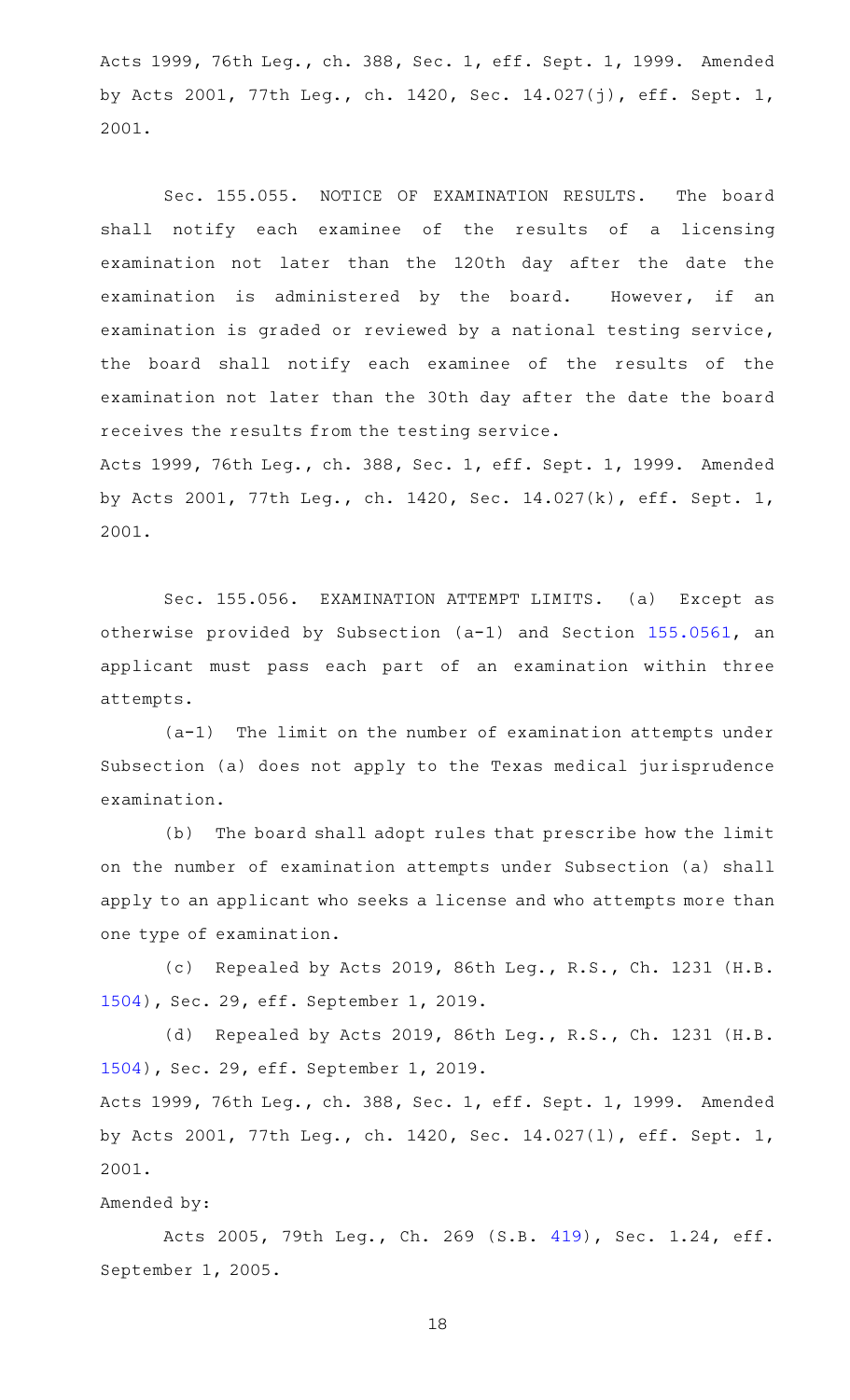Acts 1999, 76th Leg., ch. 388, Sec. 1, eff. Sept. 1, 1999. Amended by Acts 2001, 77th Leg., ch. 1420, Sec. 14.027(j), eff. Sept. 1, 2001.

Sec. 155.055. NOTICE OF EXAMINATION RESULTS. The board shall notify each examinee of the results of a licensing examination not later than the 120th day after the date the examination is administered by the board. However, if an examination is graded or reviewed by a national testing service, the board shall notify each examinee of the results of the examination not later than the 30th day after the date the board receives the results from the testing service.

Acts 1999, 76th Leg., ch. 388, Sec. 1, eff. Sept. 1, 1999. Amended by Acts 2001, 77th Leg., ch. 1420, Sec. 14.027(k), eff. Sept. 1, 2001.

Sec. 155.056. EXAMINATION ATTEMPT LIMITS. (a) Except as otherwise provided by Subsection (a-1) and Section 155.0561, an applicant must pass each part of an examination within three attempts.

(a-1) The limit on the number of examination attempts under Subsection (a) does not apply to the Texas medical jurisprudence examination.

(b) The board shall adopt rules that prescribe how the limit on the number of examination attempts under Subsection (a) shall apply to an applicant who seeks a license and who attempts more than one type of examination.

(c) Repealed by Acts 2019, 86th Leg., R.S., Ch. 1231 (H.B. 1504), Sec. 29, eff. September 1, 2019.

(d) Repealed by Acts 2019, 86th Leg., R.S., Ch. 1231 (H.B. 1504), Sec. 29, eff. September 1, 2019.

Acts 1999, 76th Leg., ch. 388, Sec. 1, eff. Sept. 1, 1999. Amended by Acts 2001, 77th Leg., ch. 1420, Sec. 14.027(l), eff. Sept. 1, 2001.

Amended by:

Acts 2005, 79th Leg., Ch. 269 (S.B. 419), Sec. 1.24, eff. September 1, 2005.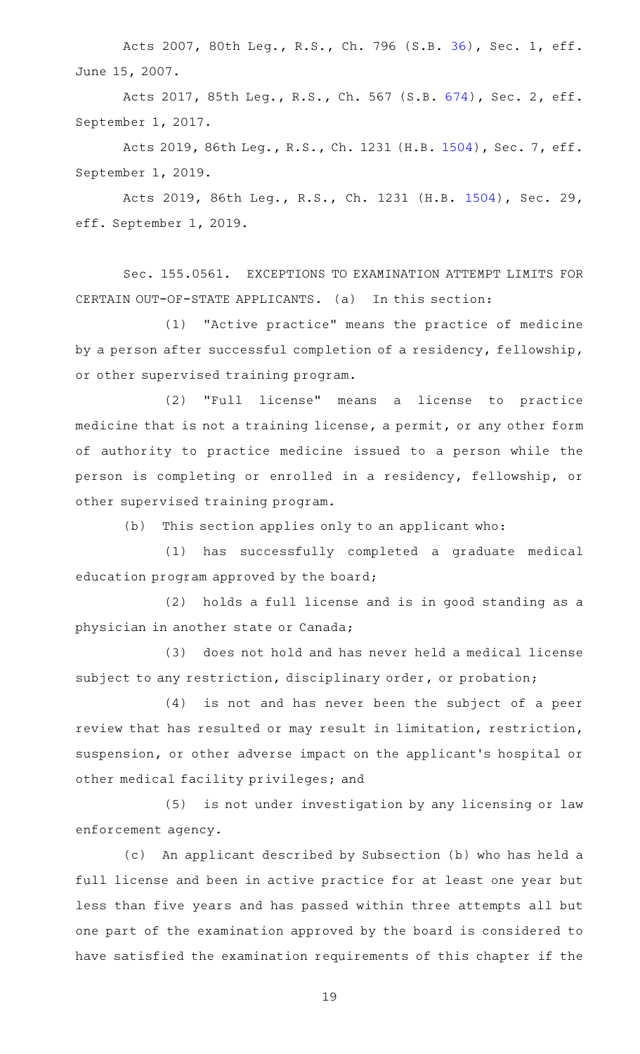Acts 2007, 80th Leg., R.S., Ch. 796 (S.B. 36), Sec. 1, eff. June 15, 2007.

Acts 2017, 85th Leg., R.S., Ch. 567 (S.B. 674), Sec. 2, eff. September 1, 2017.

Acts 2019, 86th Leg., R.S., Ch. 1231 (H.B. 1504), Sec. 7, eff. September 1, 2019.

Acts 2019, 86th Leg., R.S., Ch. 1231 (H.B. 1504), Sec. 29, eff. September 1, 2019.

Sec. 155.0561. EXCEPTIONS TO EXAMINATION ATTEMPT LIMITS FOR CERTAIN OUT-OF-STATE APPLICANTS. (a) In this section:

(1) "Active practice" means the practice of medicine by a person after successful completion of a residency, fellowship, or other supervised training program.

(2) "Full license" means a license to practice medicine that is not a training license, a permit, or any other form of authority to practice medicine issued to a person while the person is completing or enrolled in a residency, fellowship, or other supervised training program.

(b) This section applies only to an applicant who:

(1) has successfully completed a graduate medical education program approved by the board;

(2) holds a full license and is in good standing as a physician in another state or Canada;

(3) does not hold and has never held a medical license subject to any restriction, disciplinary order, or probation;

(4) is not and has never been the subject of a peer review that has resulted or may result in limitation, restriction, suspension, or other adverse impact on the applicant's hospital or other medical facility privileges; and

(5) is not under investigation by any licensing or law enforcement agency.

(c) An applicant described by Subsection (b) who has held a full license and been in active practice for at least one year but less than five years and has passed within three attempts all but one part of the examination approved by the board is considered to have satisfied the examination requirements of this chapter if the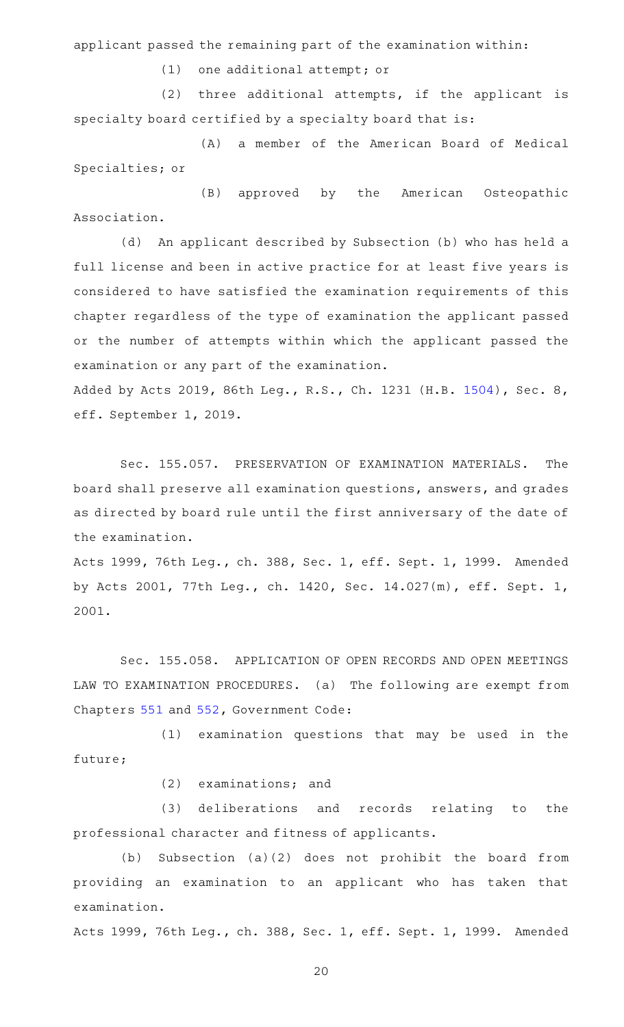applicant passed the remaining part of the examination within:

(1) one additional attempt; or

(2) three additional attempts, if the applicant is specialty board certified by a specialty board that is:

(A) a member of the American Board of Medical Specialties; or

(B) approved by the American Osteopathic Association.

(d) An applicant described by Subsection (b) who has held a full license and been in active practice for at least five years is considered to have satisfied the examination requirements of this chapter regardless of the type of examination the applicant passed or the number of attempts within which the applicant passed the examination or any part of the examination.

Added by Acts 2019, 86th Leg., R.S., Ch. 1231 (H.B. 1504), Sec. 8, eff. September 1, 2019.

Sec. 155.057. PRESERVATION OF EXAMINATION MATERIALS. The board shall preserve all examination questions, answers, and grades as directed by board rule until the first anniversary of the date of the examination.

Acts 1999, 76th Leg., ch. 388, Sec. 1, eff. Sept. 1, 1999. Amended by Acts 2001, 77th Leg., ch. 1420, Sec. 14.027(m), eff. Sept. 1, 2001.

Sec. 155.058. APPLICATION OF OPEN RECORDS AND OPEN MEETINGS LAW TO EXAMINATION PROCEDURES. (a) The following are exempt from Chapters 551 and 552, Government Code:

(1) examination questions that may be used in the future;

(2) examinations; and

(3) deliberations and records relating to the professional character and fitness of applicants.

(b) Subsection (a)(2) does not prohibit the board from providing an examination to an applicant who has taken that examination.

Acts 1999, 76th Leg., ch. 388, Sec. 1, eff. Sept. 1, 1999. Amended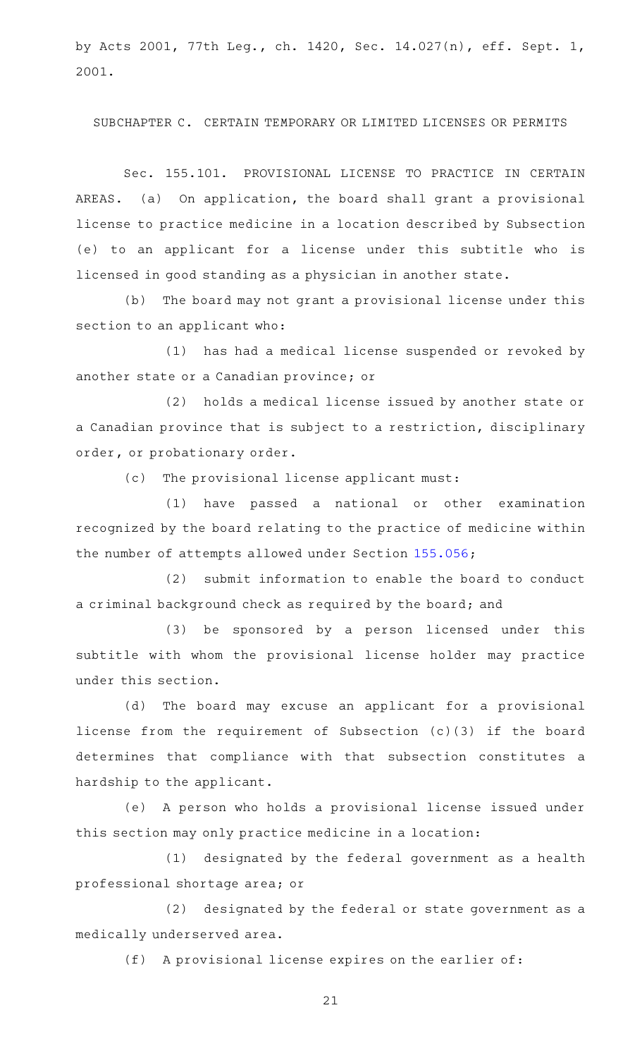by Acts 2001, 77th Leg., ch. 1420, Sec. 14.027(n), eff. Sept. 1, 2001.

SUBCHAPTER C. CERTAIN TEMPORARY OR LIMITED LICENSES OR PERMITS

Sec. 155.101. PROVISIONAL LICENSE TO PRACTICE IN CERTAIN AREAS. (a) On application, the board shall grant a provisional license to practice medicine in a location described by Subsection (e) to an applicant for a license under this subtitle who is licensed in good standing as a physician in another state.

(b) The board may not grant a provisional license under this section to an applicant who:

(1) has had a medical license suspended or revoked by another state or a Canadian province; or

(2) holds a medical license issued by another state or a Canadian province that is subject to a restriction, disciplinary order, or probationary order.

(c) The provisional license applicant must:

(1) have passed a national or other examination recognized by the board relating to the practice of medicine within the number of attempts allowed under Section 155.056;

(2) submit information to enable the board to conduct a criminal background check as required by the board; and

(3) be sponsored by a person licensed under this subtitle with whom the provisional license holder may practice under this section.

(d) The board may excuse an applicant for a provisional license from the requirement of Subsection (c)(3) if the board determines that compliance with that subsection constitutes a hardship to the applicant.

(e) A person who holds a provisional license issued under this section may only practice medicine in a location:

(1) designated by the federal government as a health professional shortage area; or

(2) designated by the federal or state government as a medically underserved area.

(f) A provisional license expires on the earlier of: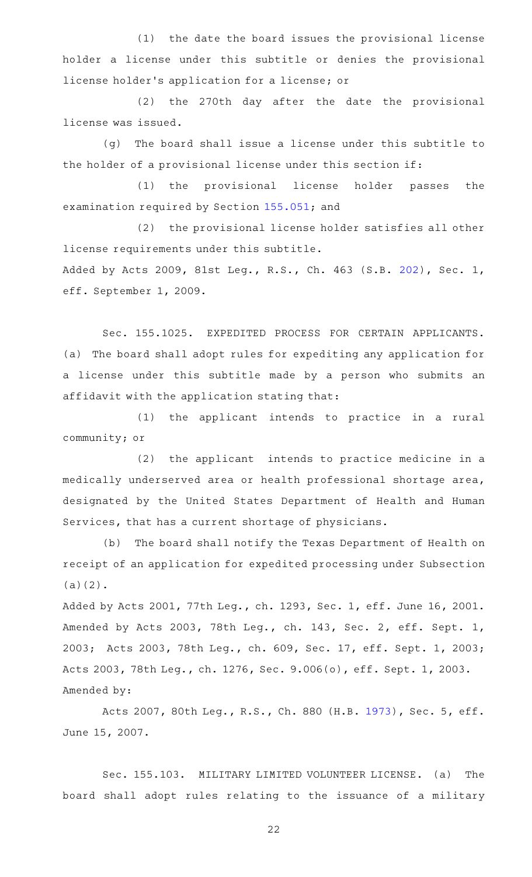(1) the date the board issues the provisional license holder a license under this subtitle or denies the provisional license holder's application for a license; or

(2) the 270th day after the date the provisional license was issued.

(g) The board shall issue a license under this subtitle to the holder of a provisional license under this section if:

(1) the provisional license holder passes the examination required by Section 155.051; and

(2) the provisional license holder satisfies all other license requirements under this subtitle.

Added by Acts 2009, 81st Leg., R.S., Ch. 463 (S.B. 202), Sec. 1, eff. September 1, 2009.

Sec. 155.1025. EXPEDITED PROCESS FOR CERTAIN APPLICANTS. (a) The board shall adopt rules for expediting any application for a license under this subtitle made by a person who submits an affidavit with the application stating that:

(1) the applicant intends to practice in a rural community; or

(2) the applicant intends to practice medicine in a medically underserved area or health professional shortage area, designated by the United States Department of Health and Human Services, that has a current shortage of physicians.

(b) The board shall notify the Texas Department of Health on receipt of an application for expedited processing under Subsection (a)(2).

Added by Acts 2001, 77th Leg., ch. 1293, Sec. 1, eff. June 16, 2001. Amended by Acts 2003, 78th Leg., ch. 143, Sec. 2, eff. Sept. 1, 2003; Acts 2003, 78th Leg., ch. 609, Sec. 17, eff. Sept. 1, 2003; Acts 2003, 78th Leg., ch. 1276, Sec. 9.006(o), eff. Sept. 1, 2003.

Amended by:

Acts 2007, 80th Leg., R.S., Ch. 880 (H.B. 1973), Sec. 5, eff. June 15, 2007.

Sec. 155.103. MILITARY LIMITED VOLUNTEER LICENSE. (a) The board shall adopt rules relating to the issuance of a military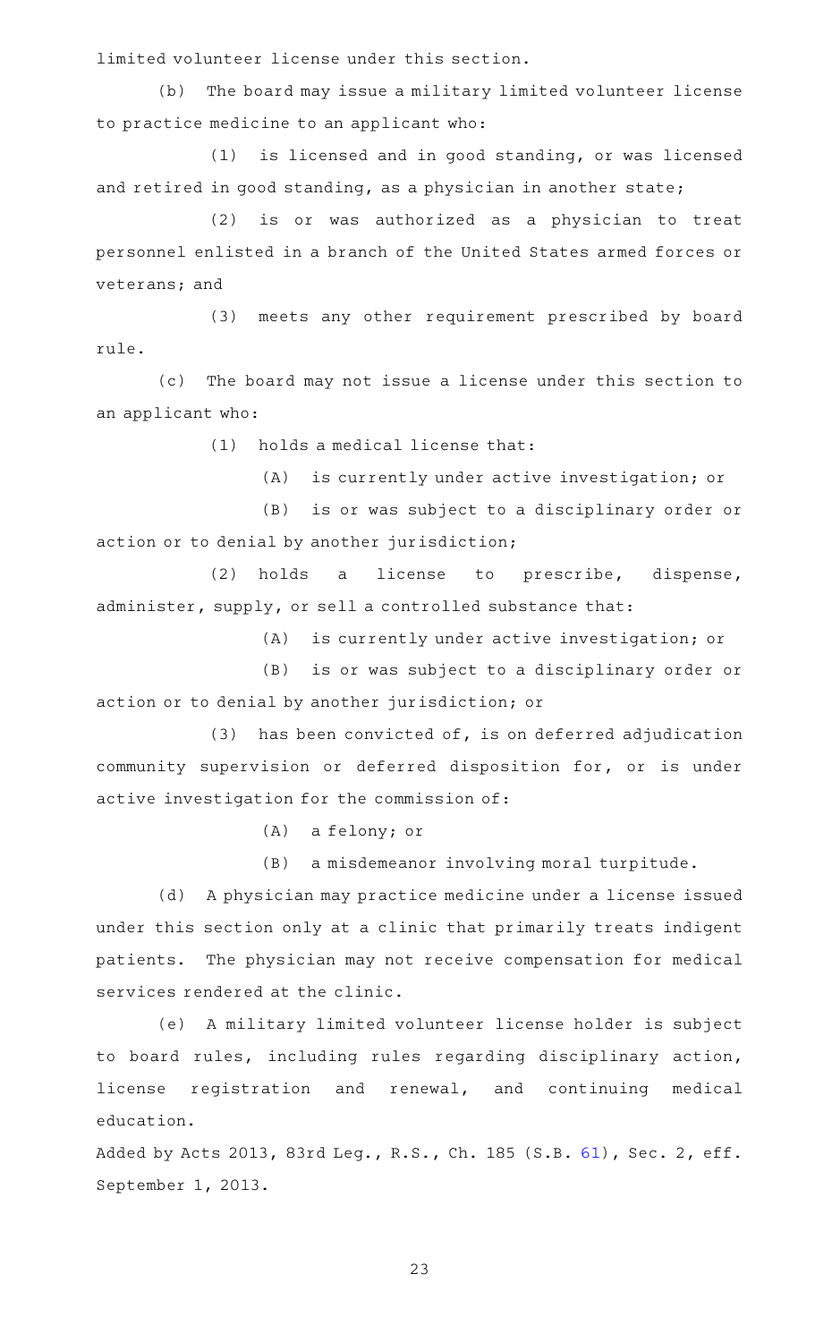limited volunteer license under this section.

(b) The board may issue a military limited volunteer license to practice medicine to an applicant who:

(1) is licensed and in good standing, or was licensed and retired in good standing, as a physician in another state;

(2) is or was authorized as a physician to treat personnel enlisted in a branch of the United States armed forces or veterans; and

(3) meets any other requirement prescribed by board rule.

(c) The board may not issue a license under this section to an applicant who:

(1) holds a medical license that:

(A) is currently under active investigation; or

(B) is or was subject to a disciplinary order or action or to denial by another jurisdiction;

(2) holds a license to prescribe, dispense, administer, supply, or sell a controlled substance that:

(A) is currently under active investigation; or

(B) is or was subject to a disciplinary order or action or to denial by another jurisdiction; or

(3) has been convicted of, is on deferred adjudication community supervision or deferred disposition for, or is under active investigation for the commission of:

(A) a felony; or

(B) a misdemeanor involving moral turpitude.

(d) A physician may practice medicine under a license issued under this section only at a clinic that primarily treats indigent patients. The physician may not receive compensation for medical services rendered at the clinic.

(e) A military limited volunteer license holder is subject to board rules, including rules regarding disciplinary action, license registration and renewal, and continuing medical education.

Added by Acts 2013, 83rd Leg., R.S., Ch. 185 (S.B. 61), Sec. 2, eff. September 1, 2013.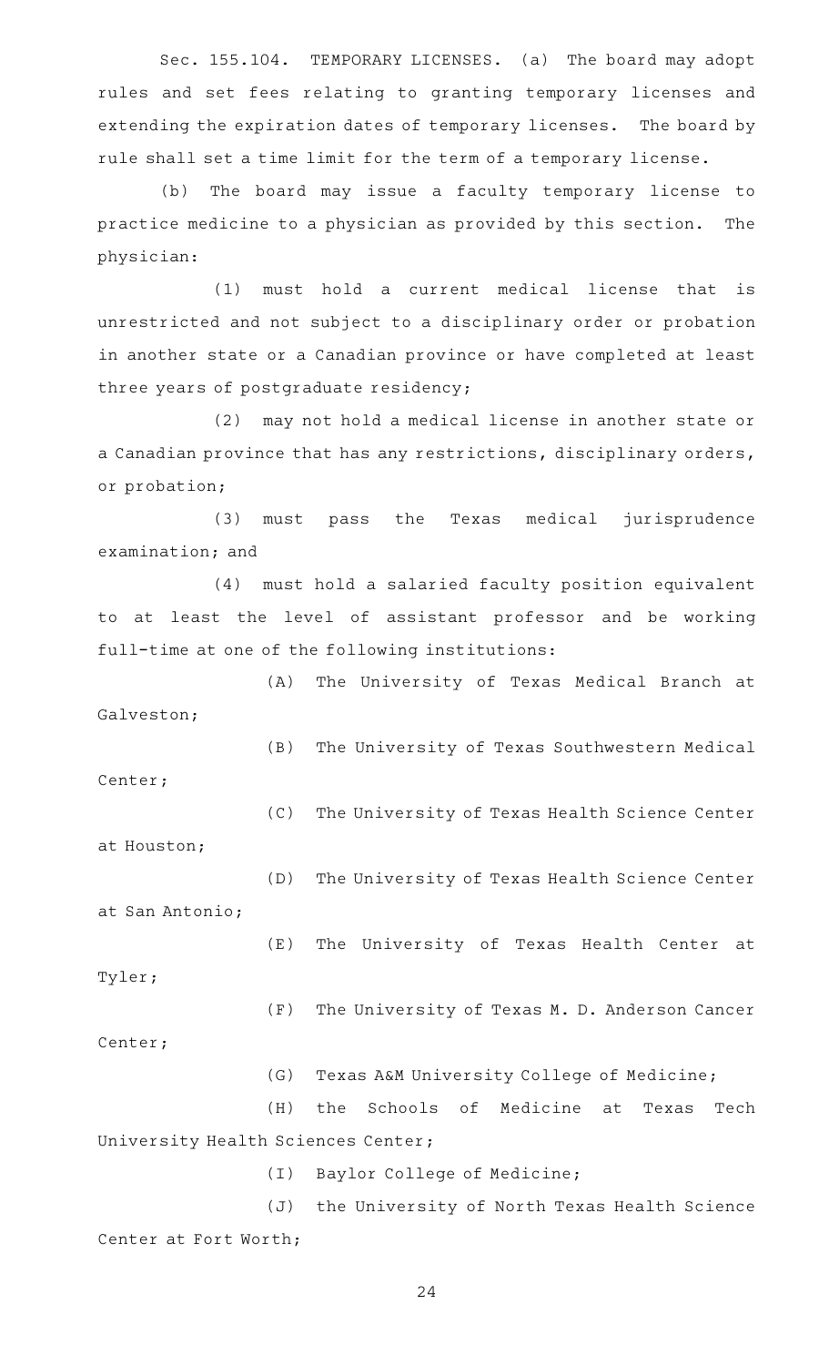Sec. 155.104. TEMPORARY LICENSES. (a) The board may adopt rules and set fees relating to granting temporary licenses and extending the expiration dates of temporary licenses. The board by rule shall set a time limit for the term of a temporary license.

(b) The board may issue a faculty temporary license to practice medicine to a physician as provided by this section. The physician:

(1) must hold a current medical license that is unrestricted and not subject to a disciplinary order or probation in another state or a Canadian province or have completed at least three years of postgraduate residency;

(2) may not hold a medical license in another state or a Canadian province that has any restrictions, disciplinary orders, or probation;

(3) must pass the Texas medical jurisprudence examination; and

(4) must hold a salaried faculty position equivalent to at least the level of assistant professor and be working full-time at one of the following institutions:

(A) The University of Texas Medical Branch at Galveston;

(B) The University of Texas Southwestern Medical Center;

(C) The University of Texas Health Science Center at Houston;

(D) The University of Texas Health Science Center at San Antonio;

(E) The University of Texas Health Center at Tyler;

(F) The University of Texas M. D. Anderson Cancer Center;

(G) Texas A&M University College of Medicine;

(H) the Schools of Medicine at Texas Tech University Health Sciences Center;

(I) Baylor College of Medicine;

(J) the University of North Texas Health Science Center at Fort Worth;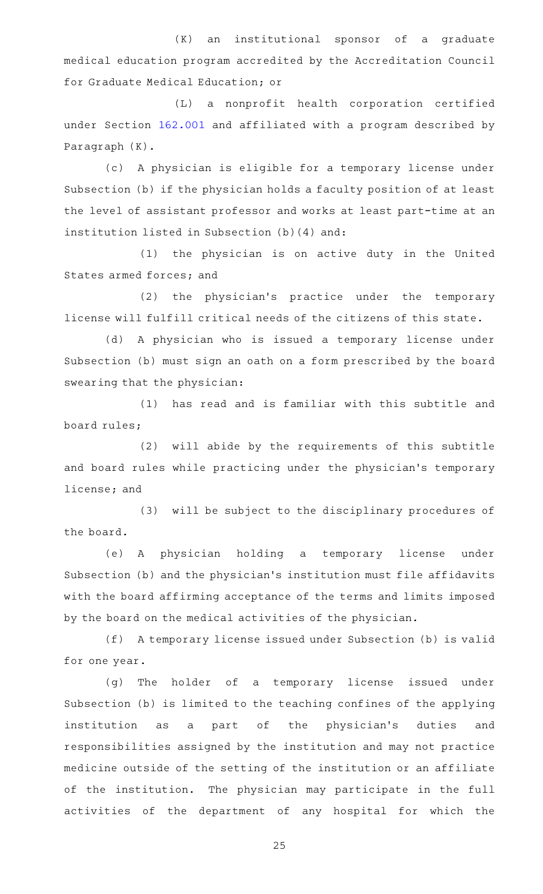(K) an institutional sponsor of a graduate medical education program accredited by the Accreditation Council for Graduate Medical Education; or

(L) a nonprofit health corporation certified under Section 162.001 and affiliated with a program described by Paragraph (K).

(c) A physician is eligible for a temporary license under Subsection (b) if the physician holds a faculty position of at least the level of assistant professor and works at least part-time at an institution listed in Subsection (b)(4) and:

(1) the physician is on active duty in the United States armed forces; and

(2) the physician's practice under the temporary license will fulfill critical needs of the citizens of this state.

(d) A physician who is issued a temporary license under Subsection (b) must sign an oath on a form prescribed by the board swearing that the physician:

(1) has read and is familiar with this subtitle and board rules;

(2) will abide by the requirements of this subtitle and board rules while practicing under the physician's temporary license; and

(3) will be subject to the disciplinary procedures of the board.

(e) A physician holding a temporary license under Subsection (b) and the physician's institution must file affidavits with the board affirming acceptance of the terms and limits imposed by the board on the medical activities of the physician.

(f) A temporary license issued under Subsection (b) is valid for one year.

(g) The holder of a temporary license issued under Subsection (b) is limited to the teaching confines of the applying institution as a part of the physician's duties and responsibilities assigned by the institution and may not practice medicine outside of the setting of the institution or an affiliate of the institution. The physician may participate in the full activities of the department of any hospital for which the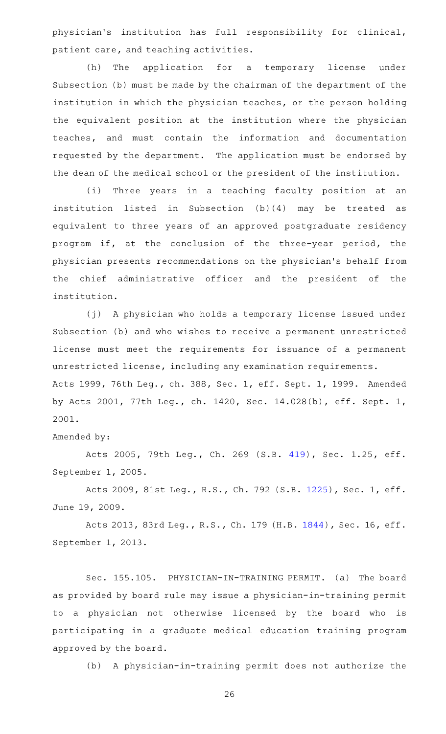physician's institution has full responsibility for clinical, patient care, and teaching activities.

(h) The application for a temporary license under Subsection (b) must be made by the chairman of the department of the institution in which the physician teaches, or the person holding the equivalent position at the institution where the physician teaches, and must contain the information and documentation requested by the department. The application must be endorsed by the dean of the medical school or the president of the institution.

(i) Three years in a teaching faculty position at an institution listed in Subsection (b)(4) may be treated as equivalent to three years of an approved postgraduate residency program if, at the conclusion of the three-year period, the physician presents recommendations on the physician's behalf from the chief administrative officer and the president of the institution.

(j) A physician who holds a temporary license issued under Subsection (b) and who wishes to receive a permanent unrestricted license must meet the requirements for issuance of a permanent unrestricted license, including any examination requirements.

Acts 1999, 76th Leg., ch. 388, Sec. 1, eff. Sept. 1, 1999. Amended by Acts 2001, 77th Leg., ch. 1420, Sec. 14.028(b), eff. Sept. 1, 2001.

Amended by:

Acts 2005, 79th Leg., Ch. 269 (S.B. 419), Sec. 1.25, eff. September 1, 2005.

Acts 2009, 81st Leg., R.S., Ch. 792 (S.B. 1225), Sec. 1, eff. June 19, 2009.

Acts 2013, 83rd Leg., R.S., Ch. 179 (H.B. 1844), Sec. 16, eff. September 1, 2013.

Sec. 155.105. PHYSICIAN-IN-TRAINING PERMIT. (a) The board as provided by board rule may issue a physician-in-training permit to a physician not otherwise licensed by the board who is participating in a graduate medical education training program approved by the board.

(b) A physician-in-training permit does not authorize the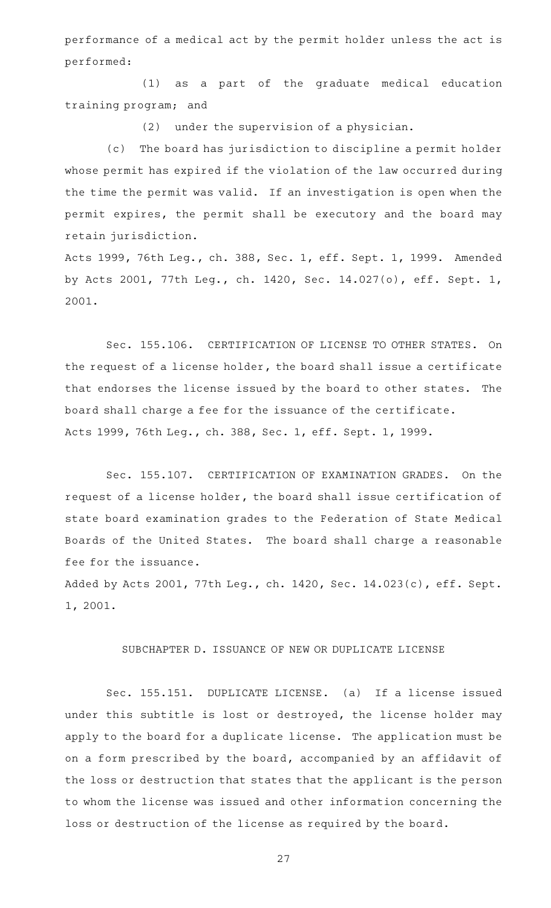performance of a medical act by the permit holder unless the act is performed:

(1) as a part of the graduate medical education training program; and

(2) under the supervision of a physician.

(c) The board has jurisdiction to discipline a permit holder whose permit has expired if the violation of the law occurred during the time the permit was valid. If an investigation is open when the permit expires, the permit shall be executory and the board may retain jurisdiction.

Acts 1999, 76th Leg., ch. 388, Sec. 1, eff. Sept. 1, 1999. Amended by Acts 2001, 77th Leg., ch. 1420, Sec. 14.027(o), eff. Sept. 1, 2001.

Sec. 155.106. CERTIFICATION OF LICENSE TO OTHER STATES. On the request of a license holder, the board shall issue a certificate that endorses the license issued by the board to other states. The board shall charge a fee for the issuance of the certificate.

Acts 1999, 76th Leg., ch. 388, Sec. 1, eff. Sept. 1, 1999.

Sec. 155.107. CERTIFICATION OF EXAMINATION GRADES. On the request of a license holder, the board shall issue certification of state board examination grades to the Federation of State Medical Boards of the United States. The board shall charge a reasonable fee for the issuance.

Added by Acts 2001, 77th Leg., ch. 1420, Sec. 14.023(c), eff. Sept. 1, 2001.

## SUBCHAPTER D. ISSUANCE OF NEW OR DUPLICATE LICENSE

Sec. 155.151. DUPLICATE LICENSE. (a) If a license issued under this subtitle is lost or destroyed, the license holder may apply to the board for a duplicate license. The application must be on a form prescribed by the board, accompanied by an affidavit of the loss or destruction that states that the applicant is the person to whom the license was issued and other information concerning the loss or destruction of the license as required by the board.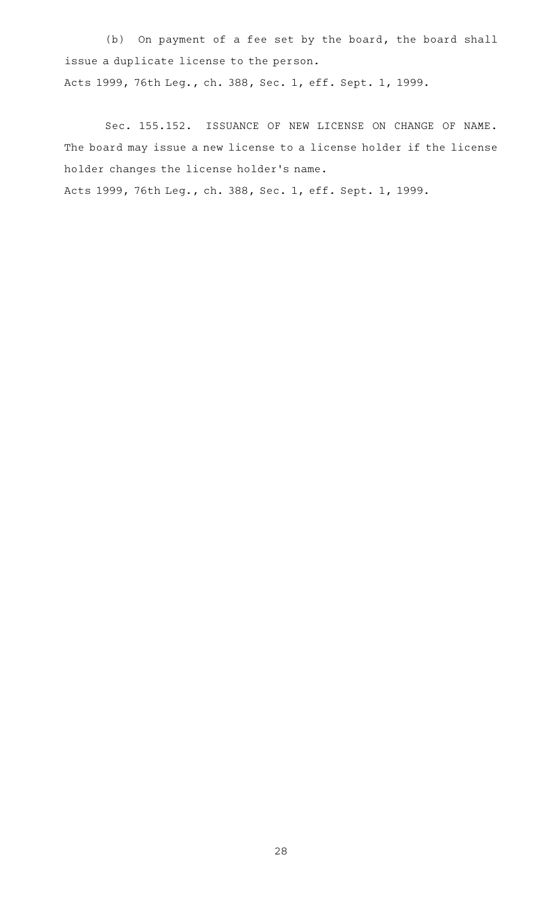(b) On payment of a fee set by the board, the board shall issue a duplicate license to the person.

Acts 1999, 76th Leg., ch. 388, Sec. 1, eff. Sept. 1, 1999.

Sec. 155.152. ISSUANCE OF NEW LICENSE ON CHANGE OF NAME. The board may issue a new license to a license holder if the license holder changes the license holder's name.

Acts 1999, 76th Leg., ch. 388, Sec. 1, eff. Sept. 1, 1999.